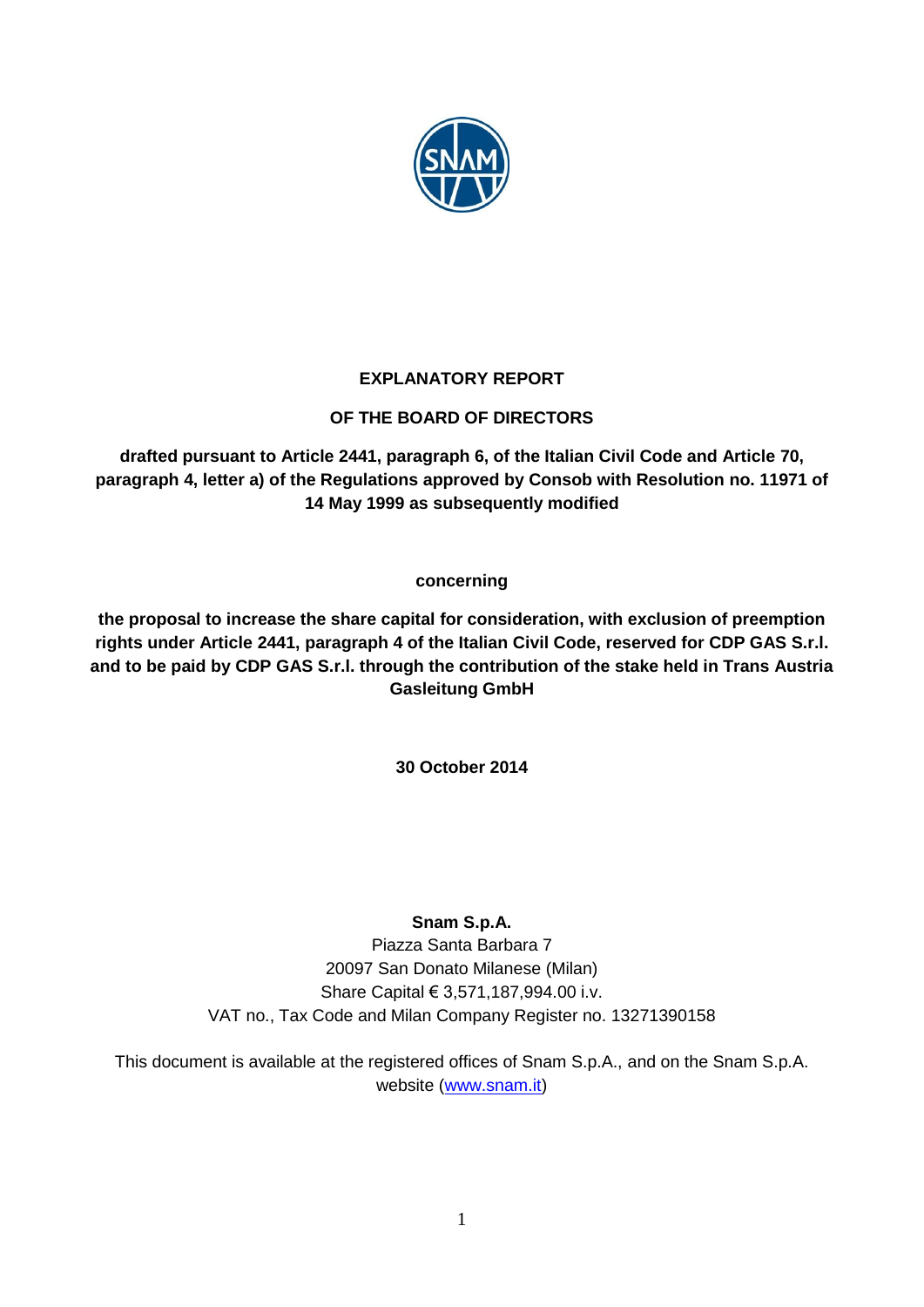# EXPLANATORY REPORT

## OF THE BOARD OF DIRECTORS

**drafted pursuant to Article 2441, paragraph 6, of the Italian Civil Code and Article 70, paragraph 4, letter a) of the Regulations approved by Consob with Resolution no. 11971 of 14 May 1999 as subsequently modified**

**concerning**

**the proposal to increase the share capital for consideration, with exclusion of preemption rights under Article 2441, paragraph 4 of the Italian Civil Code, reserved for CDP GAS S.r.l. and to be paid by CDP GAS S.r.l. through the contribution of the stake held in Trans Austria Gasleitung GmbH**

**30 October 2014**

**Snam S.p.A.**
Piazza Santa Barbara 7
20097 San Donato Milanese (Milan)
Share Capital € 3,571,187,994.00 i.v.
VAT no., Tax Code and Milan Company Register no. 13271390158

This document is available at the registered offices of Snam S.p.A., and on the Snam S.p.A. website (www.snam.it)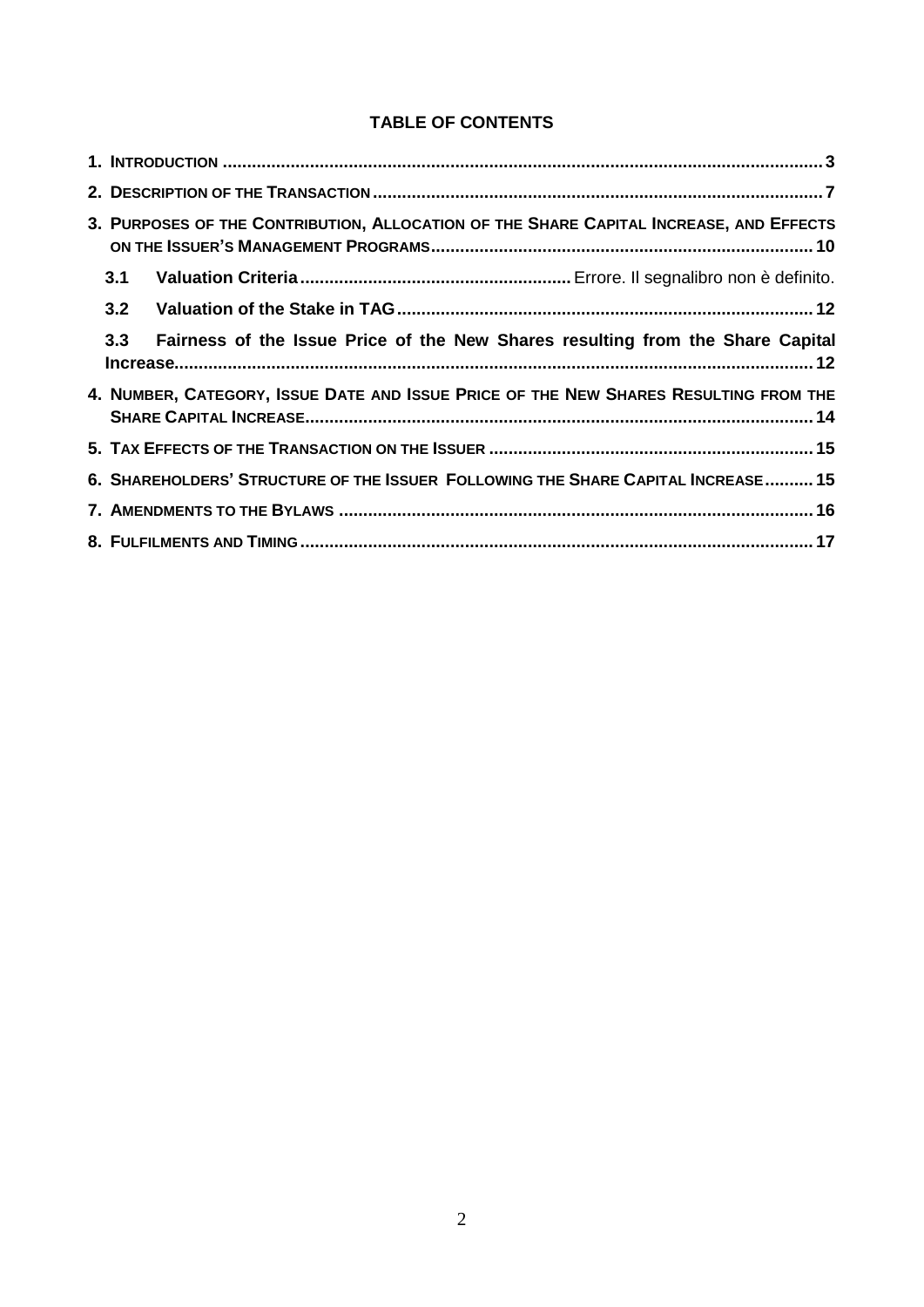**TABLE OF CONTENTS**

1. INTRODUCTION .......... 3
2. DESCRIPTION OF THE TRANSACTION .......... 7
3. PURPOSES OF THE CONTRIBUTION, ALLOCATION OF THE SHARE CAPITAL INCREASE, AND EFFECTS ON THE ISSUER'S MANAGEMENT PROGRAMS .......... 10
   - 3.1 **Valuation Criteria** .......... Errore. Il segnalibro non è definito.
   - 3.2 **Valuation of the Stake in TAG** .......... 12
   - 3.3 **Fairness of the Issue Price of the New Shares resulting from the Share Capital Increase** .......... 12
4. NUMBER, CATEGORY, ISSUE DATE AND ISSUE PRICE OF THE NEW SHARES RESULTING FROM THE SHARE CAPITAL INCREASE .......... 14
5. TAX EFFECTS OF THE TRANSACTION ON THE ISSUER .......... 15
6. SHAREHOLDERS' STRUCTURE OF THE ISSUER FOLLOWING THE SHARE CAPITAL INCREASE .......... 15
7. AMENDMENTS TO THE BYLAWS .......... 16
8. FULFILMENTS AND TIMING .......... 17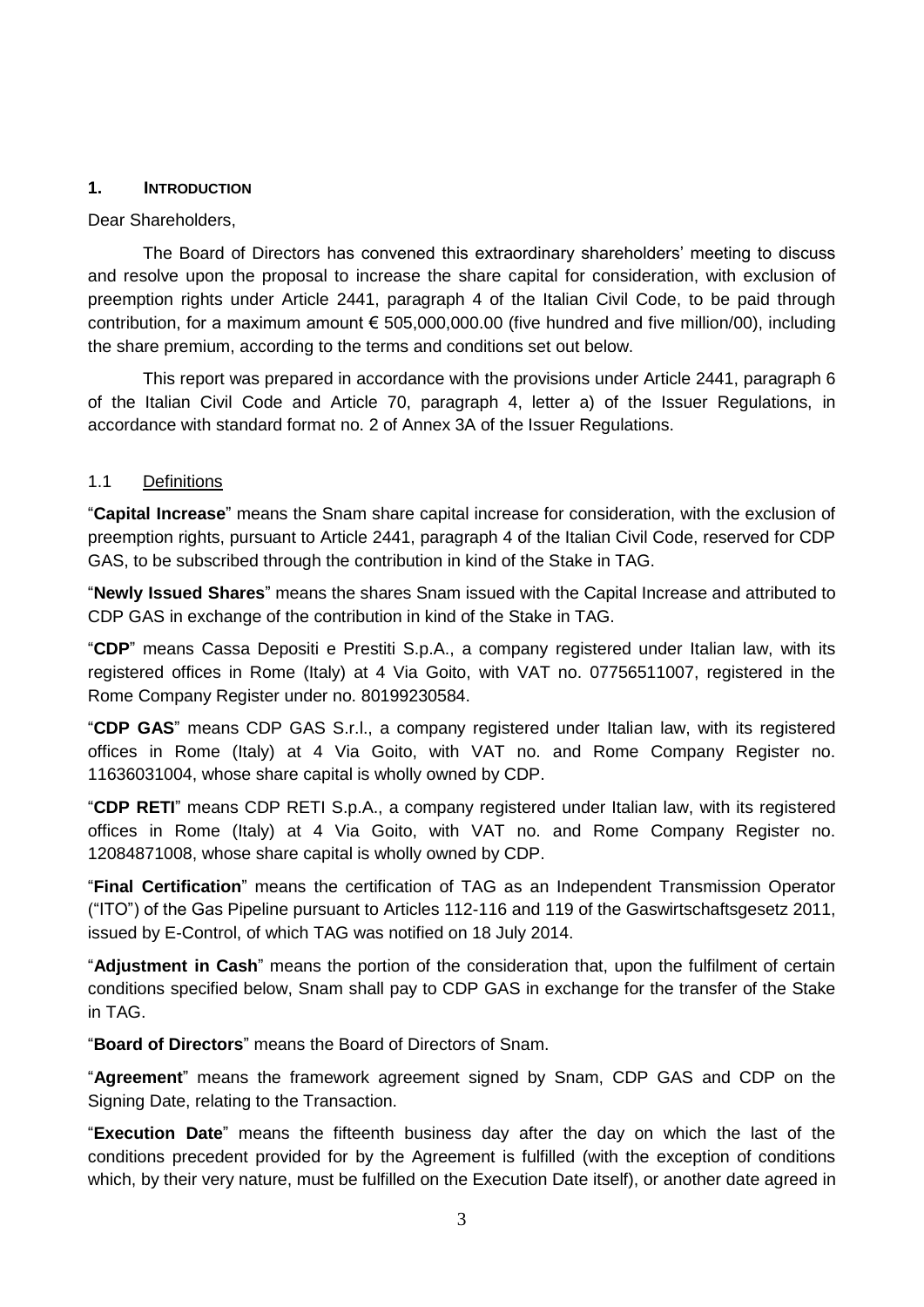## 1. INTRODUCTION

Dear Shareholders,

The Board of Directors has convened this extraordinary shareholders' meeting to discuss and resolve upon the proposal to increase the share capital for consideration, with exclusion of preemption rights under Article 2441, paragraph 4 of the Italian Civil Code, to be paid through contribution, for a maximum amount € 505,000,000.00 (five hundred and five million/00), including the share premium, according to the terms and conditions set out below.

This report was prepared in accordance with the provisions under Article 2441, paragraph 6 of the Italian Civil Code and Article 70, paragraph 4, letter a) of the Issuer Regulations, in accordance with standard format no. 2 of Annex 3A of the Issuer Regulations.

### 1.1 Definitions

"**Capital Increase**" means the Snam share capital increase for consideration, with the exclusion of preemption rights, pursuant to Article 2441, paragraph 4 of the Italian Civil Code, reserved for CDP GAS, to be subscribed through the contribution in kind of the Stake in TAG.

"**Newly Issued Shares**" means the shares Snam issued with the Capital Increase and attributed to CDP GAS in exchange of the contribution in kind of the Stake in TAG.

"**CDP**" means Cassa Depositi e Prestiti S.p.A., a company registered under Italian law, with its registered offices in Rome (Italy) at 4 Via Goito, with VAT no. 07756511007, registered in the Rome Company Register under no. 80199230584.

"**CDP GAS**" means CDP GAS S.r.l., a company registered under Italian law, with its registered offices in Rome (Italy) at 4 Via Goito, with VAT no. and Rome Company Register no. 11636031004, whose share capital is wholly owned by CDP.

"**CDP RETI**" means CDP RETI S.p.A., a company registered under Italian law, with its registered offices in Rome (Italy) at 4 Via Goito, with VAT no. and Rome Company Register no. 12084871008, whose share capital is wholly owned by CDP.

"**Final Certification**" means the certification of TAG as an Independent Transmission Operator ("ITO") of the Gas Pipeline pursuant to Articles 112-116 and 119 of the Gaswirtschaftsgesetz 2011, issued by E-Control, of which TAG was notified on 18 July 2014.

"**Adjustment in Cash**" means the portion of the consideration that, upon the fulfilment of certain conditions specified below, Snam shall pay to CDP GAS in exchange for the transfer of the Stake in TAG.

"**Board of Directors**" means the Board of Directors of Snam.

"**Agreement**" means the framework agreement signed by Snam, CDP GAS and CDP on the Signing Date, relating to the Transaction.

"**Execution Date**" means the fifteenth business day after the day on which the last of the conditions precedent provided for by the Agreement is fulfilled (with the exception of conditions which, by their very nature, must be fulfilled on the Execution Date itself), or another date agreed in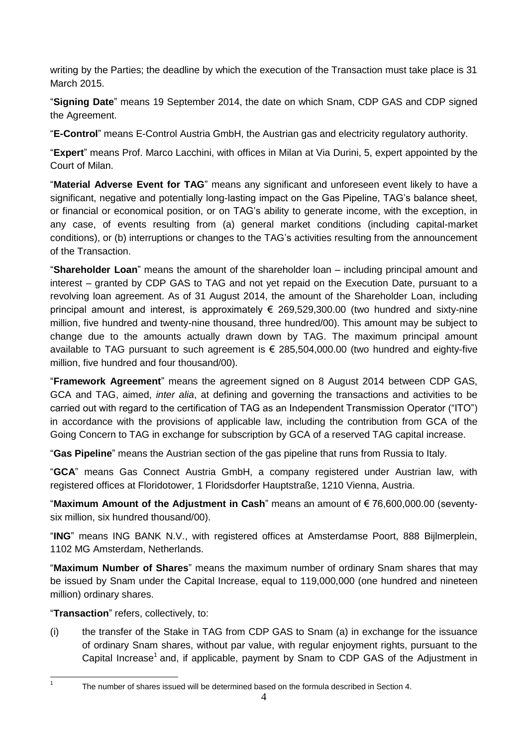writing by the Parties; the deadline by which the execution of the Transaction must take place is 31 March 2015.

"**Signing Date**" means 19 September 2014, the date on which Snam, CDP GAS and CDP signed the Agreement.

"**E-Control**" means E-Control Austria GmbH, the Austrian gas and electricity regulatory authority.

"**Expert**" means Prof. Marco Lacchini, with offices in Milan at Via Durini, 5, expert appointed by the Court of Milan.

"**Material Adverse Event for TAG**" means any significant and unforeseen event likely to have a significant, negative and potentially long-lasting impact on the Gas Pipeline, TAG's balance sheet, or financial or economical position, or on TAG's ability to generate income, with the exception, in any case, of events resulting from (a) general market conditions (including capital-market conditions), or (b) interruptions or changes to the TAG's activities resulting from the announcement of the Transaction.

"**Shareholder Loan**" means the amount of the shareholder loan – including principal amount and interest – granted by CDP GAS to TAG and not yet repaid on the Execution Date, pursuant to a revolving loan agreement. As of 31 August 2014, the amount of the Shareholder Loan, including principal amount and interest, is approximately € 269,529,300.00 (two hundred and sixty-nine million, five hundred and twenty-nine thousand, three hundred/00). This amount may be subject to change due to the amounts actually drawn down by TAG. The maximum principal amount available to TAG pursuant to such agreement is € 285,504,000.00 (two hundred and eighty-five million, five hundred and four thousand/00).

"**Framework Agreement**" means the agreement signed on 8 August 2014 between CDP GAS, GCA and TAG, aimed, *inter alia*, at defining and governing the transactions and activities to be carried out with regard to the certification of TAG as an Independent Transmission Operator ("ITO") in accordance with the provisions of applicable law, including the contribution from GCA of the Going Concern to TAG in exchange for subscription by GCA of a reserved TAG capital increase.

"**Gas Pipeline**" means the Austrian section of the gas pipeline that runs from Russia to Italy.

"**GCA**" means Gas Connect Austria GmbH, a company registered under Austrian law, with registered offices at Floridotower, 1 Floridsdorfer Hauptstraße, 1210 Vienna, Austria.

"**Maximum Amount of the Adjustment in Cash**" means an amount of € 76,600,000.00 (seventy-six million, six hundred thousand/00).

"**ING**" means ING BANK N.V., with registered offices at Amsterdamse Poort, 888 Bijlmerplein, 1102 MG Amsterdam, Netherlands.

"**Maximum Number of Shares**" means the maximum number of ordinary Snam shares that may be issued by Snam under the Capital Increase, equal to 119,000,000 (one hundred and nineteen million) ordinary shares.

"**Transaction**" refers, collectively, to:

(i) the transfer of the Stake in TAG from CDP GAS to Snam (a) in exchange for the issuance of ordinary Snam shares, without par value, with regular enjoyment rights, pursuant to the Capital Increase[1] and, if applicable, payment by Snam to CDP GAS of the Adjustment in

[1] The number of shares issued will be determined based on the formula described in Section 4.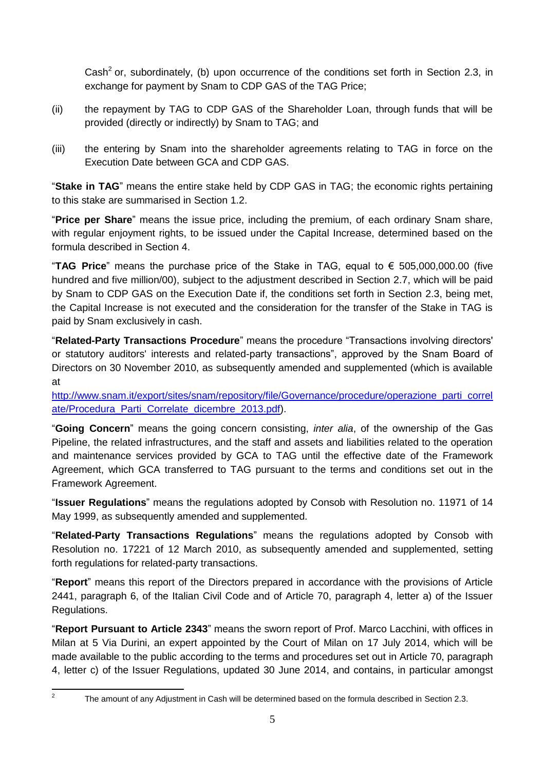Cash[2] or, subordinately, (b) upon occurrence of the conditions set forth in Section 2.3, in exchange for payment by Snam to CDP GAS of the TAG Price;

(ii) the repayment by TAG to CDP GAS of the Shareholder Loan, through funds that will be provided (directly or indirectly) by Snam to TAG; and

(iii) the entering by Snam into the shareholder agreements relating to TAG in force on the Execution Date between GCA and CDP GAS.

"**Stake in TAG**" means the entire stake held by CDP GAS in TAG; the economic rights pertaining to this stake are summarised in Section 1.2.

"**Price per Share**" means the issue price, including the premium, of each ordinary Snam share, with regular enjoyment rights, to be issued under the Capital Increase, determined based on the formula described in Section 4.

"**TAG Price**" means the purchase price of the Stake in TAG, equal to € 505,000,000.00 (five hundred and five million/00), subject to the adjustment described in Section 2.7, which will be paid by Snam to CDP GAS on the Execution Date if, the conditions set forth in Section 2.3, being met, the Capital Increase is not executed and the consideration for the transfer of the Stake in TAG is paid by Snam exclusively in cash.

"**Related-Party Transactions Procedure**" means the procedure "Transactions involving directors' or statutory auditors' interests and related-party transactions", approved by the Snam Board of Directors on 30 November 2010, as subsequently amended and supplemented (which is available at http://www.snam.it/export/sites/snam/repository/file/Governance/procedure/operazione_parti_correlate/Procedura_Parti_Correlate_dicembre_2013.pdf).

"**Going Concern**" means the going concern consisting, *inter alia*, of the ownership of the Gas Pipeline, the related infrastructures, and the staff and assets and liabilities related to the operation and maintenance services provided by GCA to TAG until the effective date of the Framework Agreement, which GCA transferred to TAG pursuant to the terms and conditions set out in the Framework Agreement.

"**Issuer Regulations**" means the regulations adopted by Consob with Resolution no. 11971 of 14 May 1999, as subsequently amended and supplemented.

"**Related-Party Transactions Regulations**" means the regulations adopted by Consob with Resolution no. 17221 of 12 March 2010, as subsequently amended and supplemented, setting forth regulations for related-party transactions.

"**Report**" means this report of the Directors prepared in accordance with the provisions of Article 2441, paragraph 6, of the Italian Civil Code and of Article 70, paragraph 4, letter a) of the Issuer Regulations.

"**Report Pursuant to Article 2343**" means the sworn report of Prof. Marco Lacchini, with offices in Milan at 5 Via Durini, an expert appointed by the Court of Milan on 17 July 2014, which will be made available to the public according to the terms and procedures set out in Article 70, paragraph 4, letter c) of the Issuer Regulations, updated 30 June 2014, and contains, in particular amongst

[2] The amount of any Adjustment in Cash will be determined based on the formula described in Section 2.3.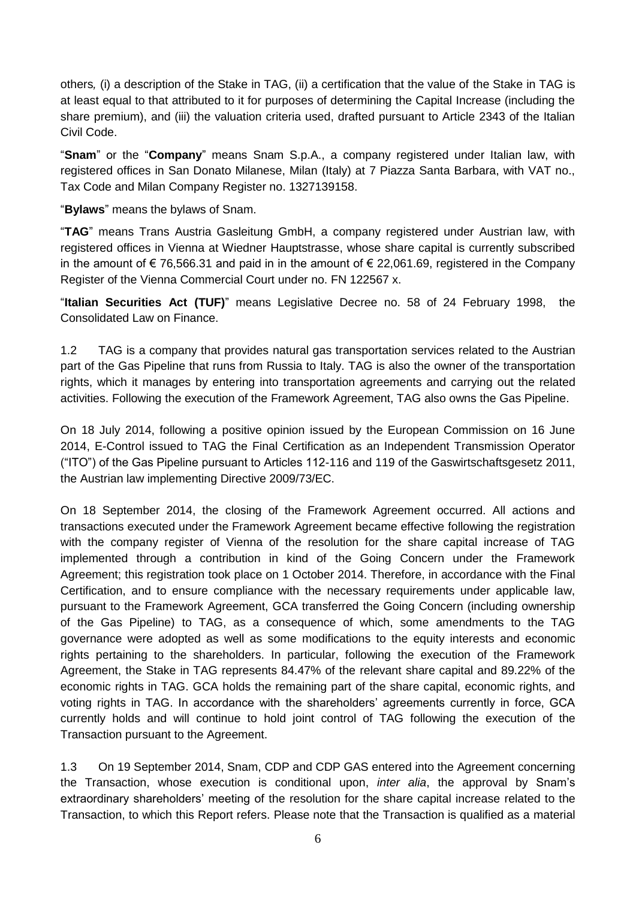others*,* (i) a description of the Stake in TAG, (ii) a certification that the value of the Stake in TAG is at least equal to that attributed to it for purposes of determining the Capital Increase (including the share premium), and (iii) the valuation criteria used, drafted pursuant to Article 2343 of the Italian Civil Code.

"**Snam**" or the "**Company**" means Snam S.p.A., a company registered under Italian law, with registered offices in San Donato Milanese, Milan (Italy) at 7 Piazza Santa Barbara, with VAT no., Tax Code and Milan Company Register no. 1327139158.

"**Bylaws**" means the bylaws of Snam.

"**TAG**" means Trans Austria Gasleitung GmbH, a company registered under Austrian law, with registered offices in Vienna at Wiedner Hauptstrasse, whose share capital is currently subscribed in the amount of € 76,566.31 and paid in in the amount of € 22,061.69, registered in the Company Register of the Vienna Commercial Court under no. FN 122567 x.

"**Italian Securities Act (TUF)**" means Legislative Decree no. 58 of 24 February 1998, the Consolidated Law on Finance.

1.2 TAG is a company that provides natural gas transportation services related to the Austrian part of the Gas Pipeline that runs from Russia to Italy. TAG is also the owner of the transportation rights, which it manages by entering into transportation agreements and carrying out the related activities. Following the execution of the Framework Agreement, TAG also owns the Gas Pipeline.

On 18 July 2014, following a positive opinion issued by the European Commission on 16 June 2014, E-Control issued to TAG the Final Certification as an Independent Transmission Operator ("ITO") of the Gas Pipeline pursuant to Articles 112-116 and 119 of the Gaswirtschaftsgesetz 2011, the Austrian law implementing Directive 2009/73/EC.

On 18 September 2014, the closing of the Framework Agreement occurred. All actions and transactions executed under the Framework Agreement became effective following the registration with the company register of Vienna of the resolution for the share capital increase of TAG implemented through a contribution in kind of the Going Concern under the Framework Agreement; this registration took place on 1 October 2014. Therefore, in accordance with the Final Certification, and to ensure compliance with the necessary requirements under applicable law, pursuant to the Framework Agreement, GCA transferred the Going Concern (including ownership of the Gas Pipeline) to TAG, as a consequence of which, some amendments to the TAG governance were adopted as well as some modifications to the equity interests and economic rights pertaining to the shareholders. In particular, following the execution of the Framework Agreement, the Stake in TAG represents 84.47% of the relevant share capital and 89.22% of the economic rights in TAG. GCA holds the remaining part of the share capital, economic rights, and voting rights in TAG. In accordance with the shareholders' agreements currently in force, GCA currently holds and will continue to hold joint control of TAG following the execution of the Transaction pursuant to the Agreement.

1.3 On 19 September 2014, Snam, CDP and CDP GAS entered into the Agreement concerning the Transaction, whose execution is conditional upon, *inter alia*, the approval by Snam's extraordinary shareholders' meeting of the resolution for the share capital increase related to the Transaction, to which this Report refers. Please note that the Transaction is qualified as a material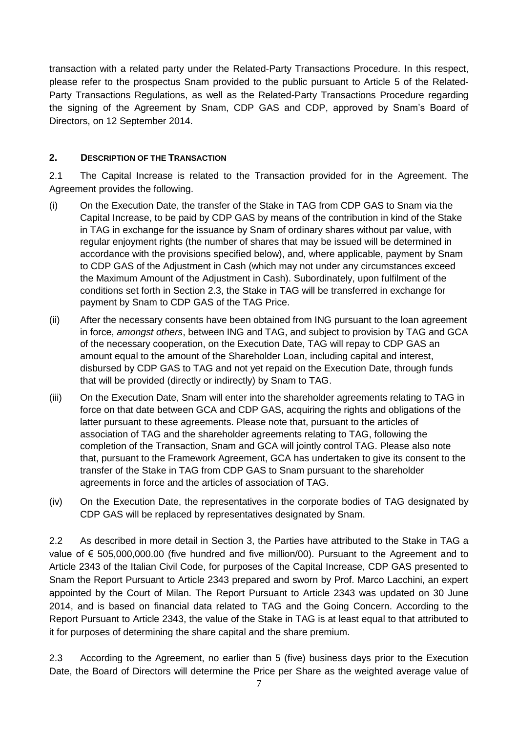transaction with a related party under the Related-Party Transactions Procedure. In this respect, please refer to the prospectus Snam provided to the public pursuant to Article 5 of the Related-Party Transactions Regulations, as well as the Related-Party Transactions Procedure regarding the signing of the Agreement by Snam, CDP GAS and CDP, approved by Snam's Board of Directors, on 12 September 2014.

## 2. DESCRIPTION OF THE TRANSACTION

2.1 The Capital Increase is related to the Transaction provided for in the Agreement. The Agreement provides the following.

(i) On the Execution Date, the transfer of the Stake in TAG from CDP GAS to Snam via the Capital Increase, to be paid by CDP GAS by means of the contribution in kind of the Stake in TAG in exchange for the issuance by Snam of ordinary shares without par value, with regular enjoyment rights (the number of shares that may be issued will be determined in accordance with the provisions specified below), and, where applicable, payment by Snam to CDP GAS of the Adjustment in Cash (which may not under any circumstances exceed the Maximum Amount of the Adjustment in Cash). Subordinately, upon fulfilment of the conditions set forth in Section 2.3, the Stake in TAG will be transferred in exchange for payment by Snam to CDP GAS of the TAG Price.

(ii) After the necessary consents have been obtained from ING pursuant to the loan agreement in force, *amongst others*, between ING and TAG, and subject to provision by TAG and GCA of the necessary cooperation, on the Execution Date, TAG will repay to CDP GAS an amount equal to the amount of the Shareholder Loan, including capital and interest, disbursed by CDP GAS to TAG and not yet repaid on the Execution Date, through funds that will be provided (directly or indirectly) by Snam to TAG.

(iii) On the Execution Date, Snam will enter into the shareholder agreements relating to TAG in force on that date between GCA and CDP GAS, acquiring the rights and obligations of the latter pursuant to these agreements. Please note that, pursuant to the articles of association of TAG and the shareholder agreements relating to TAG, following the completion of the Transaction, Snam and GCA will jointly control TAG. Please also note that, pursuant to the Framework Agreement, GCA has undertaken to give its consent to the transfer of the Stake in TAG from CDP GAS to Snam pursuant to the shareholder agreements in force and the articles of association of TAG.

(iv) On the Execution Date, the representatives in the corporate bodies of TAG designated by CDP GAS will be replaced by representatives designated by Snam.

2.2 As described in more detail in Section 3, the Parties have attributed to the Stake in TAG a value of € 505,000,000.00 (five hundred and five million/00). Pursuant to the Agreement and to Article 2343 of the Italian Civil Code, for purposes of the Capital Increase, CDP GAS presented to Snam the Report Pursuant to Article 2343 prepared and sworn by Prof. Marco Lacchini, an expert appointed by the Court of Milan. The Report Pursuant to Article 2343 was updated on 30 June 2014, and is based on financial data related to TAG and the Going Concern. According to the Report Pursuant to Article 2343, the value of the Stake in TAG is at least equal to that attributed to it for purposes of determining the share capital and the share premium.

2.3 According to the Agreement, no earlier than 5 (five) business days prior to the Execution Date, the Board of Directors will determine the Price per Share as the weighted average value of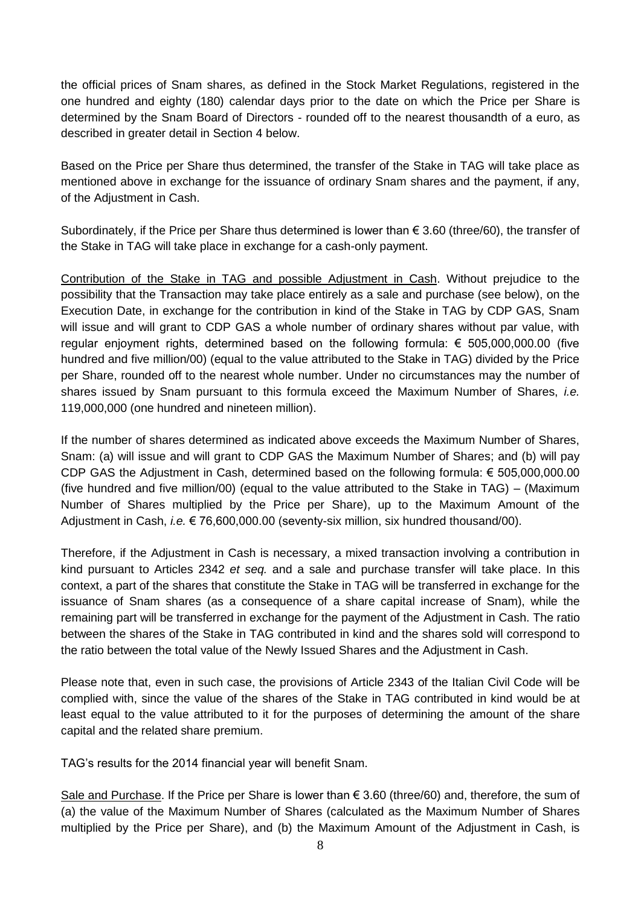the official prices of Snam shares, as defined in the Stock Market Regulations, registered in the one hundred and eighty (180) calendar days prior to the date on which the Price per Share is determined by the Snam Board of Directors - rounded off to the nearest thousandth of a euro, as described in greater detail in Section 4 below.

Based on the Price per Share thus determined, the transfer of the Stake in TAG will take place as mentioned above in exchange for the issuance of ordinary Snam shares and the payment, if any, of the Adjustment in Cash.

Subordinately, if the Price per Share thus determined is lower than € 3.60 (three/60), the transfer of the Stake in TAG will take place in exchange for a cash-only payment.

Contribution of the Stake in TAG and possible Adjustment in Cash. Without prejudice to the possibility that the Transaction may take place entirely as a sale and purchase (see below), on the Execution Date, in exchange for the contribution in kind of the Stake in TAG by CDP GAS, Snam will issue and will grant to CDP GAS a whole number of ordinary shares without par value, with regular enjoyment rights, determined based on the following formula: € 505,000,000.00 (five hundred and five million/00) (equal to the value attributed to the Stake in TAG) divided by the Price per Share, rounded off to the nearest whole number. Under no circumstances may the number of shares issued by Snam pursuant to this formula exceed the Maximum Number of Shares, *i.e.* 119,000,000 (one hundred and nineteen million).

If the number of shares determined as indicated above exceeds the Maximum Number of Shares, Snam: (a) will issue and will grant to CDP GAS the Maximum Number of Shares; and (b) will pay CDP GAS the Adjustment in Cash, determined based on the following formula: € 505,000,000.00 (five hundred and five million/00) (equal to the value attributed to the Stake in TAG) – (Maximum Number of Shares multiplied by the Price per Share), up to the Maximum Amount of the Adjustment in Cash, *i.e.* € 76,600,000.00 (seventy-six million, six hundred thousand/00).

Therefore, if the Adjustment in Cash is necessary, a mixed transaction involving a contribution in kind pursuant to Articles 2342 *et seq.* and a sale and purchase transfer will take place. In this context, a part of the shares that constitute the Stake in TAG will be transferred in exchange for the issuance of Snam shares (as a consequence of a share capital increase of Snam), while the remaining part will be transferred in exchange for the payment of the Adjustment in Cash. The ratio between the shares of the Stake in TAG contributed in kind and the shares sold will correspond to the ratio between the total value of the Newly Issued Shares and the Adjustment in Cash.

Please note that, even in such case, the provisions of Article 2343 of the Italian Civil Code will be complied with, since the value of the shares of the Stake in TAG contributed in kind would be at least equal to the value attributed to it for the purposes of determining the amount of the share capital and the related share premium.

TAG's results for the 2014 financial year will benefit Snam.

Sale and Purchase. If the Price per Share is lower than € 3.60 (three/60) and, therefore, the sum of (a) the value of the Maximum Number of Shares (calculated as the Maximum Number of Shares multiplied by the Price per Share), and (b) the Maximum Amount of the Adjustment in Cash, is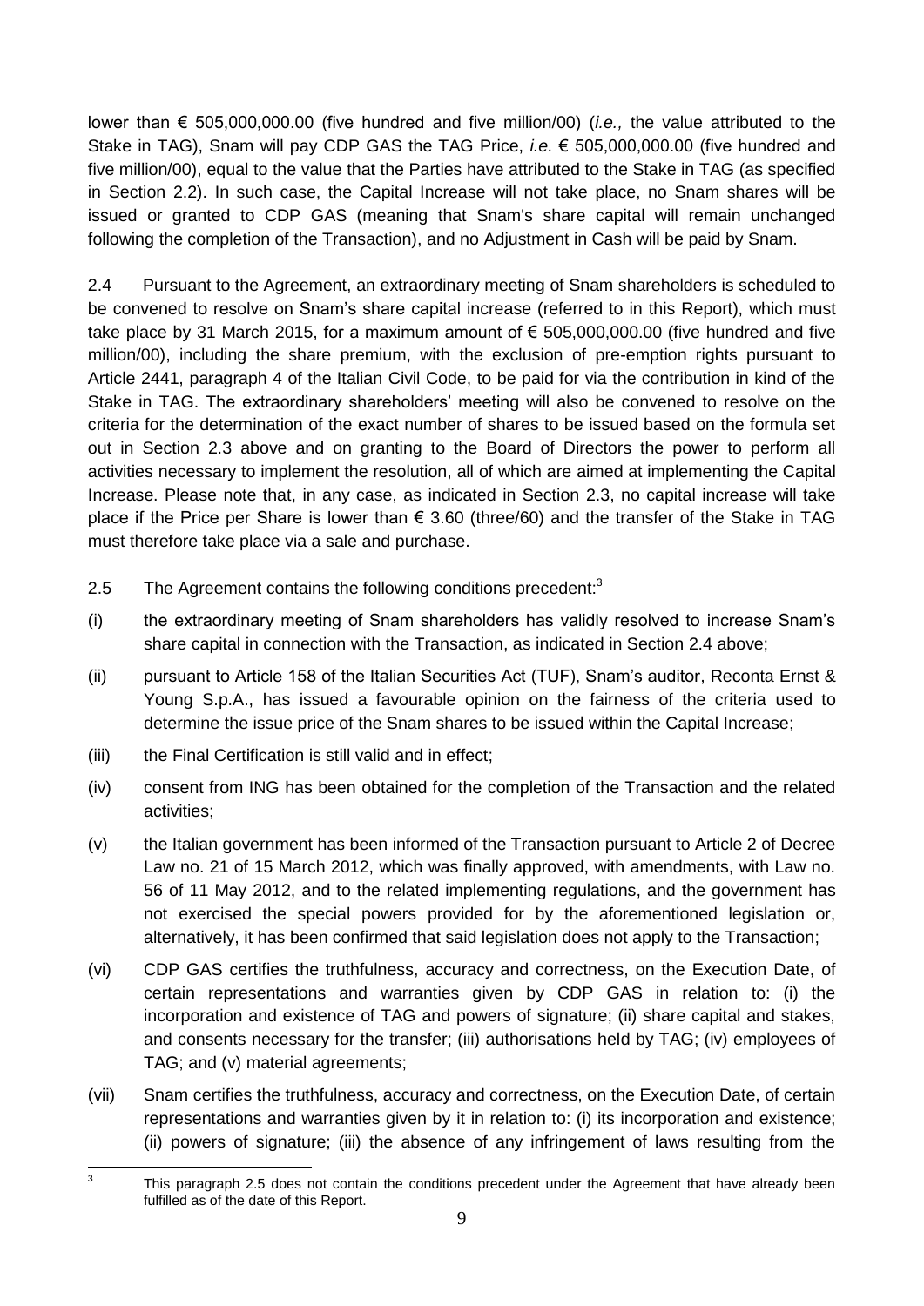lower than € 505,000,000.00 (five hundred and five million/00) (*i.e.,* the value attributed to the Stake in TAG), Snam will pay CDP GAS the TAG Price, *i.e.* € 505,000,000.00 (five hundred and five million/00), equal to the value that the Parties have attributed to the Stake in TAG (as specified in Section 2.2). In such case, the Capital Increase will not take place, no Snam shares will be issued or granted to CDP GAS (meaning that Snam's share capital will remain unchanged following the completion of the Transaction), and no Adjustment in Cash will be paid by Snam.

2.4 Pursuant to the Agreement, an extraordinary meeting of Snam shareholders is scheduled to be convened to resolve on Snam's share capital increase (referred to in this Report), which must take place by 31 March 2015, for a maximum amount of € 505,000,000.00 (five hundred and five million/00), including the share premium, with the exclusion of pre-emption rights pursuant to Article 2441, paragraph 4 of the Italian Civil Code, to be paid for via the contribution in kind of the Stake in TAG. The extraordinary shareholders' meeting will also be convened to resolve on the criteria for the determination of the exact number of shares to be issued based on the formula set out in Section 2.3 above and on granting to the Board of Directors the power to perform all activities necessary to implement the resolution, all of which are aimed at implementing the Capital Increase. Please note that, in any case, as indicated in Section 2.3, no capital increase will take place if the Price per Share is lower than € 3.60 (three/60) and the transfer of the Stake in TAG must therefore take place via a sale and purchase.

2.5 The Agreement contains the following conditions precedent:[3]

(i) the extraordinary meeting of Snam shareholders has validly resolved to increase Snam's share capital in connection with the Transaction, as indicated in Section 2.4 above;

(ii) pursuant to Article 158 of the Italian Securities Act (TUF), Snam's auditor, Reconta Ernst & Young S.p.A., has issued a favourable opinion on the fairness of the criteria used to determine the issue price of the Snam shares to be issued within the Capital Increase;

(iii) the Final Certification is still valid and in effect;

(iv) consent from ING has been obtained for the completion of the Transaction and the related activities;

(v) the Italian government has been informed of the Transaction pursuant to Article 2 of Decree Law no. 21 of 15 March 2012, which was finally approved, with amendments, with Law no. 56 of 11 May 2012, and to the related implementing regulations, and the government has not exercised the special powers provided for by the aforementioned legislation or, alternatively, it has been confirmed that said legislation does not apply to the Transaction;

(vi) CDP GAS certifies the truthfulness, accuracy and correctness, on the Execution Date, of certain representations and warranties given by CDP GAS in relation to: (i) the incorporation and existence of TAG and powers of signature; (ii) share capital and stakes, and consents necessary for the transfer; (iii) authorisations held by TAG; (iv) employees of TAG; and (v) material agreements;

(vii) Snam certifies the truthfulness, accuracy and correctness, on the Execution Date, of certain representations and warranties given by it in relation to: (i) its incorporation and existence; (ii) powers of signature; (iii) the absence of any infringement of laws resulting from the

---

[3] This paragraph 2.5 does not contain the conditions precedent under the Agreement that have already been fulfilled as of the date of this Report.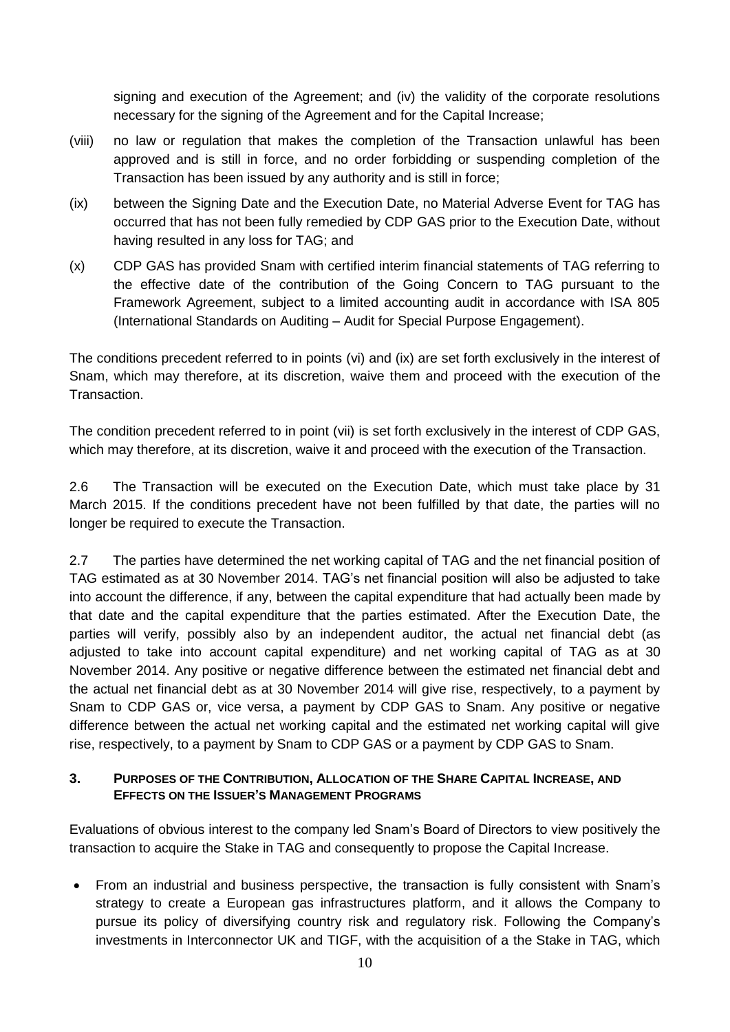signing and execution of the Agreement; and (iv) the validity of the corporate resolutions necessary for the signing of the Agreement and for the Capital Increase;

(viii) no law or regulation that makes the completion of the Transaction unlawful has been approved and is still in force, and no order forbidding or suspending completion of the Transaction has been issued by any authority and is still in force;

(ix) between the Signing Date and the Execution Date, no Material Adverse Event for TAG has occurred that has not been fully remedied by CDP GAS prior to the Execution Date, without having resulted in any loss for TAG; and

(x) CDP GAS has provided Snam with certified interim financial statements of TAG referring to the effective date of the contribution of the Going Concern to TAG pursuant to the Framework Agreement, subject to a limited accounting audit in accordance with ISA 805 (International Standards on Auditing – Audit for Special Purpose Engagement).

The conditions precedent referred to in points (vi) and (ix) are set forth exclusively in the interest of Snam, which may therefore, at its discretion, waive them and proceed with the execution of the Transaction.

The condition precedent referred to in point (vii) is set forth exclusively in the interest of CDP GAS, which may therefore, at its discretion, waive it and proceed with the execution of the Transaction.

2.6 The Transaction will be executed on the Execution Date, which must take place by 31 March 2015. If the conditions precedent have not been fulfilled by that date, the parties will no longer be required to execute the Transaction.

2.7 The parties have determined the net working capital of TAG and the net financial position of TAG estimated as at 30 November 2014. TAG's net financial position will also be adjusted to take into account the difference, if any, between the capital expenditure that had actually been made by that date and the capital expenditure that the parties estimated. After the Execution Date, the parties will verify, possibly also by an independent auditor, the actual net financial debt (as adjusted to take into account capital expenditure) and net working capital of TAG as at 30 November 2014. Any positive or negative difference between the estimated net financial debt and the actual net financial debt as at 30 November 2014 will give rise, respectively, to a payment by Snam to CDP GAS or, vice versa, a payment by CDP GAS to Snam. Any positive or negative difference between the actual net working capital and the estimated net working capital will give rise, respectively, to a payment by Snam to CDP GAS or a payment by CDP GAS to Snam.

## 3. PURPOSES OF THE CONTRIBUTION, ALLOCATION OF THE SHARE CAPITAL INCREASE, AND EFFECTS ON THE ISSUER'S MANAGEMENT PROGRAMS

Evaluations of obvious interest to the company led Snam's Board of Directors to view positively the transaction to acquire the Stake in TAG and consequently to propose the Capital Increase.

- From an industrial and business perspective, the transaction is fully consistent with Snam's strategy to create a European gas infrastructures platform, and it allows the Company to pursue its policy of diversifying country risk and regulatory risk. Following the Company's investments in Interconnector UK and TIGF, with the acquisition of a the Stake in TAG, which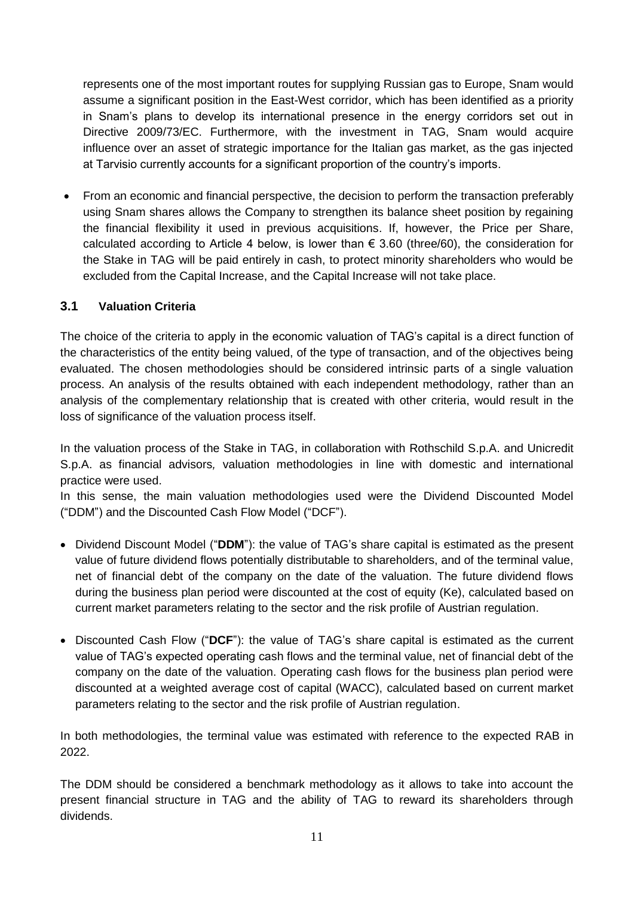represents one of the most important routes for supplying Russian gas to Europe, Snam would assume a significant position in the East-West corridor, which has been identified as a priority in Snam's plans to develop its international presence in the energy corridors set out in Directive 2009/73/EC. Furthermore, with the investment in TAG, Snam would acquire influence over an asset of strategic importance for the Italian gas market, as the gas injected at Tarvisio currently accounts for a significant proportion of the country's imports.

- From an economic and financial perspective, the decision to perform the transaction preferably using Snam shares allows the Company to strengthen its balance sheet position by regaining the financial flexibility it used in previous acquisitions. If, however, the Price per Share, calculated according to Article 4 below, is lower than € 3.60 (three/60), the consideration for the Stake in TAG will be paid entirely in cash, to protect minority shareholders who would be excluded from the Capital Increase, and the Capital Increase will not take place.

### 3.1 Valuation Criteria

The choice of the criteria to apply in the economic valuation of TAG's capital is a direct function of the characteristics of the entity being valued, of the type of transaction, and of the objectives being evaluated. The chosen methodologies should be considered intrinsic parts of a single valuation process. An analysis of the results obtained with each independent methodology, rather than an analysis of the complementary relationship that is created with other criteria, would result in the loss of significance of the valuation process itself.

In the valuation process of the Stake in TAG, in collaboration with Rothschild S.p.A. and Unicredit S.p.A. as financial advisors*,* valuation methodologies in line with domestic and international practice were used.

In this sense, the main valuation methodologies used were the Dividend Discounted Model ("DDM") and the Discounted Cash Flow Model ("DCF").

- Dividend Discount Model ("**DDM**"): the value of TAG's share capital is estimated as the present value of future dividend flows potentially distributable to shareholders, and of the terminal value, net of financial debt of the company on the date of the valuation. The future dividend flows during the business plan period were discounted at the cost of equity (Ke), calculated based on current market parameters relating to the sector and the risk profile of Austrian regulation.

- Discounted Cash Flow ("**DCF**"): the value of TAG's share capital is estimated as the current value of TAG's expected operating cash flows and the terminal value, net of financial debt of the company on the date of the valuation. Operating cash flows for the business plan period were discounted at a weighted average cost of capital (WACC), calculated based on current market parameters relating to the sector and the risk profile of Austrian regulation.

In both methodologies, the terminal value was estimated with reference to the expected RAB in 2022.

The DDM should be considered a benchmark methodology as it allows to take into account the present financial structure in TAG and the ability of TAG to reward its shareholders through dividends.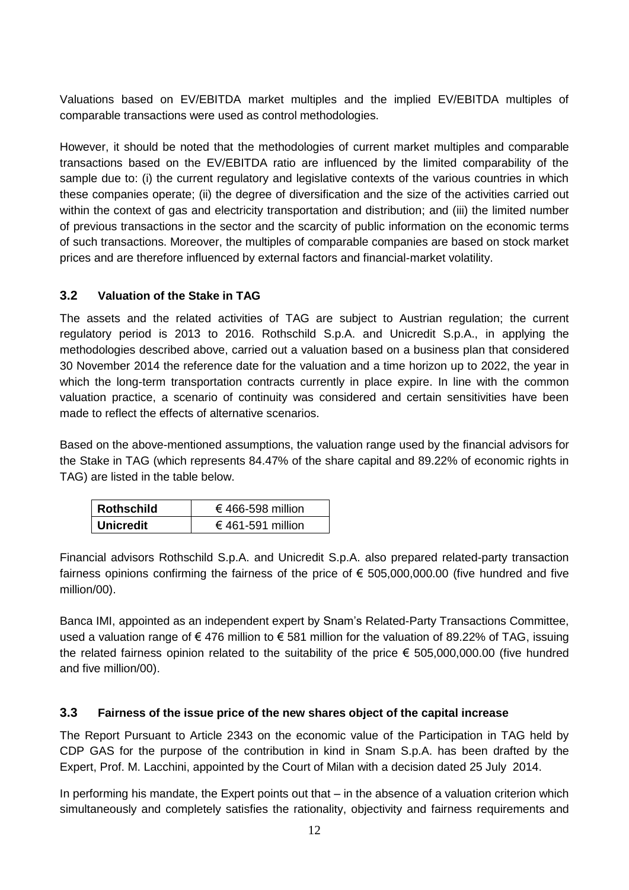Valuations based on EV/EBITDA market multiples and the implied EV/EBITDA multiples of comparable transactions were used as control methodologies.

However, it should be noted that the methodologies of current market multiples and comparable transactions based on the EV/EBITDA ratio are influenced by the limited comparability of the sample due to: (i) the current regulatory and legislative contexts of the various countries in which these companies operate; (ii) the degree of diversification and the size of the activities carried out within the context of gas and electricity transportation and distribution; and (iii) the limited number of previous transactions in the sector and the scarcity of public information on the economic terms of such transactions. Moreover, the multiples of comparable companies are based on stock market prices and are therefore influenced by external factors and financial-market volatility.

## 3.2 Valuation of the Stake in TAG

The assets and the related activities of TAG are subject to Austrian regulation; the current regulatory period is 2013 to 2016. Rothschild S.p.A. and Unicredit S.p.A., in applying the methodologies described above, carried out a valuation based on a business plan that considered 30 November 2014 the reference date for the valuation and a time horizon up to 2022, the year in which the long-term transportation contracts currently in place expire. In line with the common valuation practice, a scenario of continuity was considered and certain sensitivities have been made to reflect the effects of alternative scenarios.

Based on the above-mentioned assumptions, the valuation range used by the financial advisors for the Stake in TAG (which represents 84.47% of the share capital and 89.22% of economic rights in TAG) are listed in the table below.

| | |
|---|---|
| **Rothschild** | € 466-598 million |
| **Unicredit** | € 461-591 million |

Financial advisors Rothschild S.p.A. and Unicredit S.p.A. also prepared related-party transaction fairness opinions confirming the fairness of the price of € 505,000,000.00 (five hundred and five million/00).

Banca IMI, appointed as an independent expert by Snam's Related-Party Transactions Committee, used a valuation range of € 476 million to € 581 million for the valuation of 89.22% of TAG, issuing the related fairness opinion related to the suitability of the price € 505,000,000.00 (five hundred and five million/00).

## 3.3 Fairness of the issue price of the new shares object of the capital increase

The Report Pursuant to Article 2343 on the economic value of the Participation in TAG held by CDP GAS for the purpose of the contribution in kind in Snam S.p.A. has been drafted by the Expert, Prof. M. Lacchini, appointed by the Court of Milan with a decision dated 25 July 2014.

In performing his mandate, the Expert points out that – in the absence of a valuation criterion which simultaneously and completely satisfies the rationality, objectivity and fairness requirements and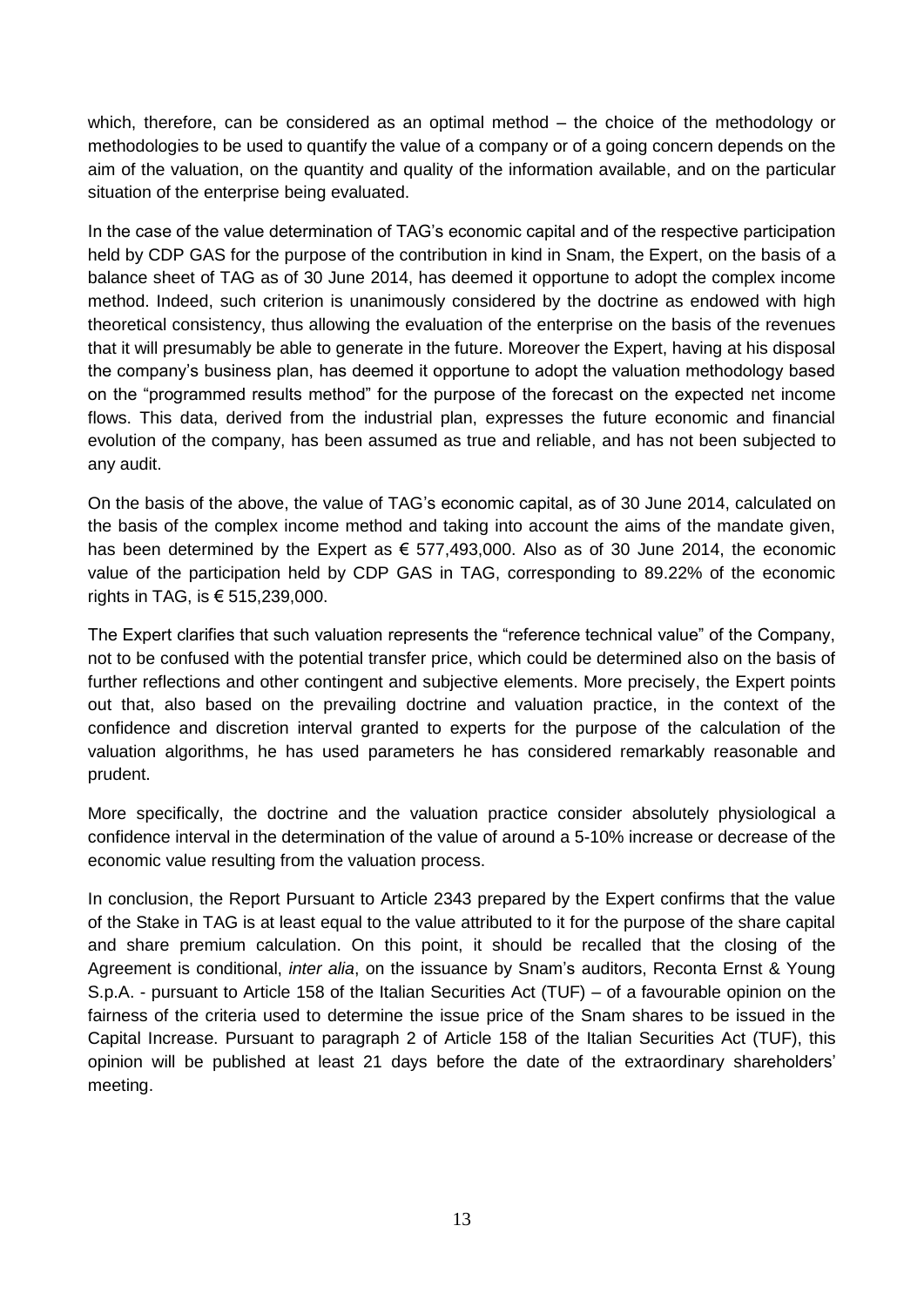which, therefore, can be considered as an optimal method – the choice of the methodology or methodologies to be used to quantify the value of a company or of a going concern depends on the aim of the valuation, on the quantity and quality of the information available, and on the particular situation of the enterprise being evaluated.

In the case of the value determination of TAG's economic capital and of the respective participation held by CDP GAS for the purpose of the contribution in kind in Snam, the Expert, on the basis of a balance sheet of TAG as of 30 June 2014, has deemed it opportune to adopt the complex income method. Indeed, such criterion is unanimously considered by the doctrine as endowed with high theoretical consistency, thus allowing the evaluation of the enterprise on the basis of the revenues that it will presumably be able to generate in the future. Moreover the Expert, having at his disposal the company's business plan, has deemed it opportune to adopt the valuation methodology based on the "programmed results method" for the purpose of the forecast on the expected net income flows. This data, derived from the industrial plan, expresses the future economic and financial evolution of the company, has been assumed as true and reliable, and has not been subjected to any audit.

On the basis of the above, the value of TAG's economic capital, as of 30 June 2014, calculated on the basis of the complex income method and taking into account the aims of the mandate given, has been determined by the Expert as € 577,493,000. Also as of 30 June 2014, the economic value of the participation held by CDP GAS in TAG, corresponding to 89.22% of the economic rights in TAG, is € 515,239,000.

The Expert clarifies that such valuation represents the "reference technical value" of the Company, not to be confused with the potential transfer price, which could be determined also on the basis of further reflections and other contingent and subjective elements. More precisely, the Expert points out that, also based on the prevailing doctrine and valuation practice, in the context of the confidence and discretion interval granted to experts for the purpose of the calculation of the valuation algorithms, he has used parameters he has considered remarkably reasonable and prudent.

More specifically, the doctrine and the valuation practice consider absolutely physiological a confidence interval in the determination of the value of around a 5-10% increase or decrease of the economic value resulting from the valuation process.

In conclusion, the Report Pursuant to Article 2343 prepared by the Expert confirms that the value of the Stake in TAG is at least equal to the value attributed to it for the purpose of the share capital and share premium calculation. On this point, it should be recalled that the closing of the Agreement is conditional, *inter alia*, on the issuance by Snam's auditors, Reconta Ernst & Young S.p.A. - pursuant to Article 158 of the Italian Securities Act (TUF) – of a favourable opinion on the fairness of the criteria used to determine the issue price of the Snam shares to be issued in the Capital Increase. Pursuant to paragraph 2 of Article 158 of the Italian Securities Act (TUF), this opinion will be published at least 21 days before the date of the extraordinary shareholders' meeting.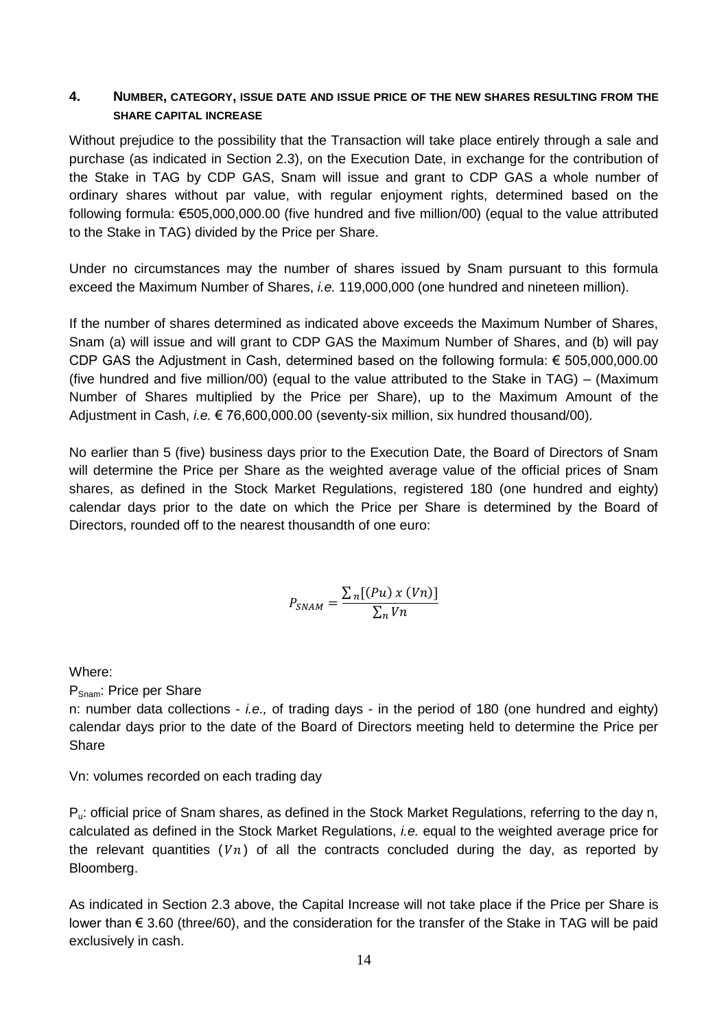## 4. NUMBER, CATEGORY, ISSUE DATE AND ISSUE PRICE OF THE NEW SHARES RESULTING FROM THE SHARE CAPITAL INCREASE

Without prejudice to the possibility that the Transaction will take place entirely through a sale and purchase (as indicated in Section 2.3), on the Execution Date, in exchange for the contribution of the Stake in TAG by CDP GAS, Snam will issue and grant to CDP GAS a whole number of ordinary shares without par value, with regular enjoyment rights, determined based on the following formula: €505,000,000.00 (five hundred and five million/00) (equal to the value attributed to the Stake in TAG) divided by the Price per Share.

Under no circumstances may the number of shares issued by Snam pursuant to this formula exceed the Maximum Number of Shares, *i.e.* 119,000,000 (one hundred and nineteen million).

If the number of shares determined as indicated above exceeds the Maximum Number of Shares, Snam (a) will issue and will grant to CDP GAS the Maximum Number of Shares, and (b) will pay CDP GAS the Adjustment in Cash, determined based on the following formula: € 505,000,000.00 (five hundred and five million/00) (equal to the value attributed to the Stake in TAG) – (Maximum Number of Shares multiplied by the Price per Share), up to the Maximum Amount of the Adjustment in Cash, *i.e.* € 76,600,000.00 (seventy-six million, six hundred thousand/00).

No earlier than 5 (five) business days prior to the Execution Date, the Board of Directors of Snam will determine the Price per Share as the weighted average value of the official prices of Snam shares, as defined in the Stock Market Regulations, registered 180 (one hundred and eighty) calendar days prior to the date on which the Price per Share is determined by the Board of Directors, rounded off to the nearest thousandth of one euro:

$$P_{SNAM} = \frac{\sum_n [(Pu)\ x\ (Vn)]}{\sum_n Vn}$$

Where:

$P_{Snam}$: Price per Share

n: number data collections - *i.e.,* of trading days - in the period of 180 (one hundred and eighty) calendar days prior to the date of the Board of Directors meeting held to determine the Price per Share

Vn: volumes recorded on each trading day

$P_u$: official price of Snam shares, as defined in the Stock Market Regulations, referring to the day n, calculated as defined in the Stock Market Regulations, *i.e.* equal to the weighted average price for the relevant quantities ($Vn$) of all the contracts concluded during the day, as reported by Bloomberg.

As indicated in Section 2.3 above, the Capital Increase will not take place if the Price per Share is lower than € 3.60 (three/60), and the consideration for the transfer of the Stake in TAG will be paid exclusively in cash.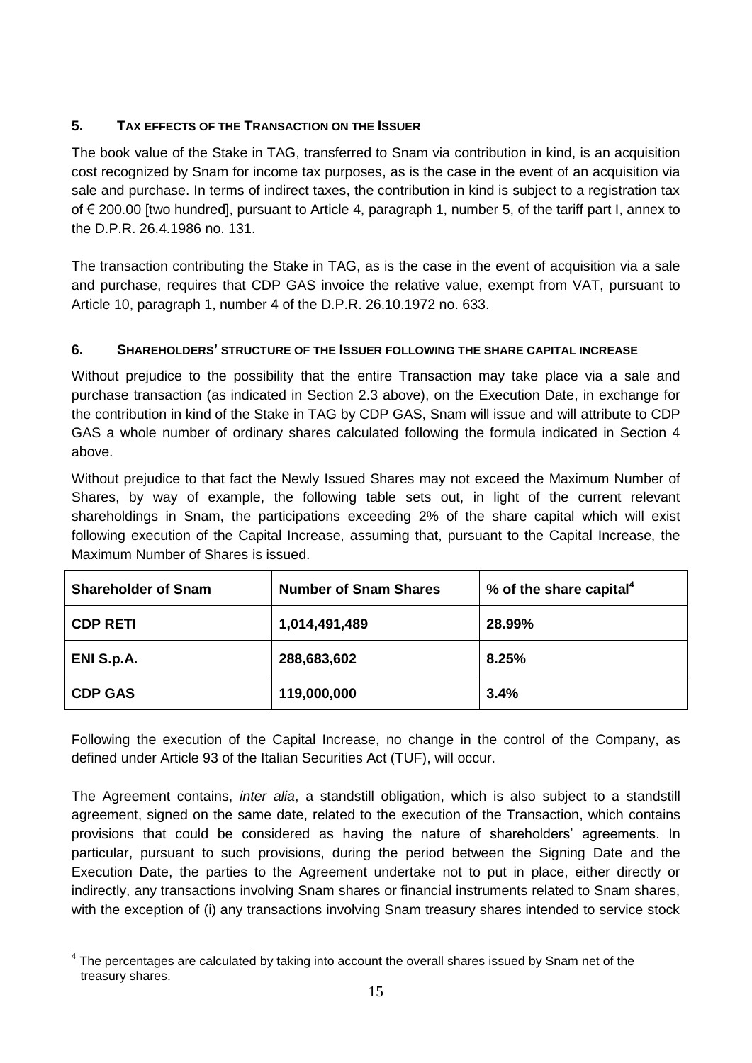## 5. TAX EFFECTS OF THE TRANSACTION ON THE ISSUER

The book value of the Stake in TAG, transferred to Snam via contribution in kind, is an acquisition cost recognized by Snam for income tax purposes, as is the case in the event of an acquisition via sale and purchase. In terms of indirect taxes, the contribution in kind is subject to a registration tax of € 200.00 [two hundred], pursuant to Article 4, paragraph 1, number 5, of the tariff part I, annex to the D.P.R. 26.4.1986 no. 131.

The transaction contributing the Stake in TAG, as is the case in the event of acquisition via a sale and purchase, requires that CDP GAS invoice the relative value, exempt from VAT, pursuant to Article 10, paragraph 1, number 4 of the D.P.R. 26.10.1972 no. 633.

## 6. SHAREHOLDERS' STRUCTURE OF THE ISSUER FOLLOWING THE SHARE CAPITAL INCREASE

Without prejudice to the possibility that the entire Transaction may take place via a sale and purchase transaction (as indicated in Section 2.3 above), on the Execution Date, in exchange for the contribution in kind of the Stake in TAG by CDP GAS, Snam will issue and will attribute to CDP GAS a whole number of ordinary shares calculated following the formula indicated in Section 4 above.

Without prejudice to that fact the Newly Issued Shares may not exceed the Maximum Number of Shares, by way of example, the following table sets out, in light of the current relevant shareholdings in Snam, the participations exceeding 2% of the share capital which will exist following execution of the Capital Increase, assuming that, pursuant to the Capital Increase, the Maximum Number of Shares is issued.

| Shareholder of Snam | Number of Snam Shares | % of the share capital[4] |
|---|---|---|
| CDP RETI | 1,014,491,489 | 28.99% |
| ENI S.p.A. | 288,683,602 | 8.25% |
| CDP GAS | 119,000,000 | 3.4% |

Following the execution of the Capital Increase, no change in the control of the Company, as defined under Article 93 of the Italian Securities Act (TUF), will occur.

The Agreement contains, *inter alia*, a standstill obligation, which is also subject to a standstill agreement, signed on the same date, related to the execution of the Transaction, which contains provisions that could be considered as having the nature of shareholders' agreements. In particular, pursuant to such provisions, during the period between the Signing Date and the Execution Date, the parties to the Agreement undertake not to put in place, either directly or indirectly, any transactions involving Snam shares or financial instruments related to Snam shares, with the exception of (i) any transactions involving Snam treasury shares intended to service stock

[4] The percentages are calculated by taking into account the overall shares issued by Snam net of the treasury shares.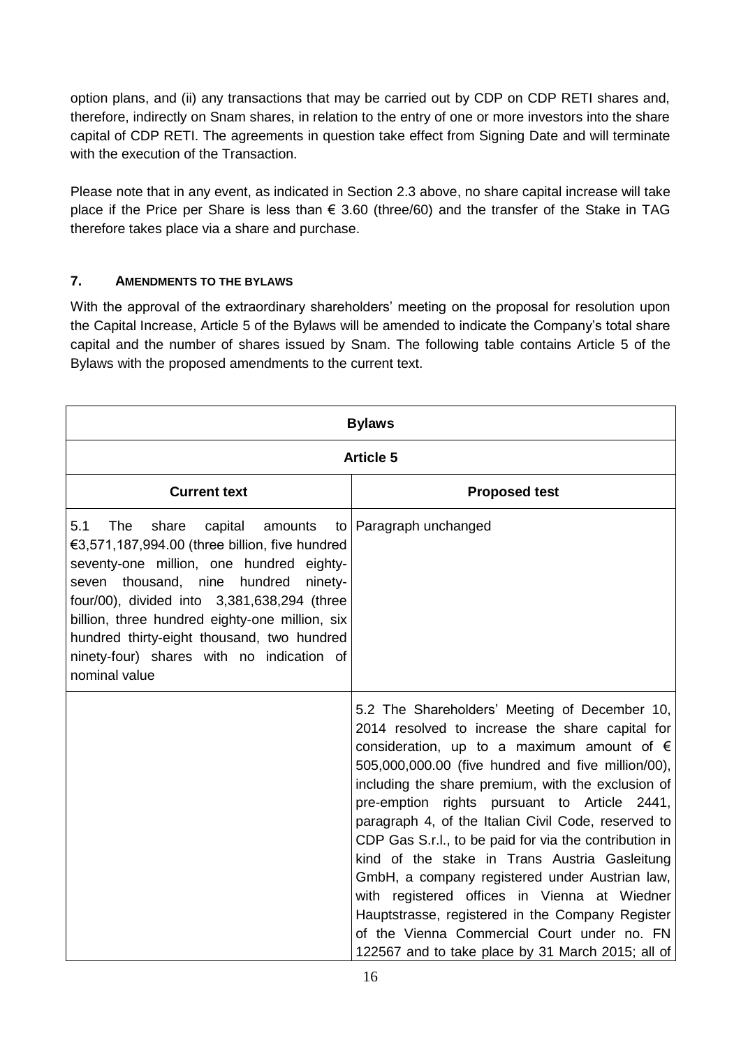option plans, and (ii) any transactions that may be carried out by CDP on CDP RETI shares and, therefore, indirectly on Snam shares, in relation to the entry of one or more investors into the share capital of CDP RETI. The agreements in question take effect from Signing Date and will terminate with the execution of the Transaction.

Please note that in any event, as indicated in Section 2.3 above, no share capital increase will take place if the Price per Share is less than € 3.60 (three/60) and the transfer of the Stake in TAG therefore takes place via a share and purchase.

## 7. AMENDMENTS TO THE BYLAWS

With the approval of the extraordinary shareholders' meeting on the proposal for resolution upon the Capital Increase, Article 5 of the Bylaws will be amended to indicate the Company's total share capital and the number of shares issued by Snam. The following table contains Article 5 of the Bylaws with the proposed amendments to the current text.

| **Bylaws** | |
|---|---|
| **Article 5** | |
| **Current text** | **Proposed test** |
| 5.1 The share capital amounts to €3,571,187,994.00 (three billion, five hundred seventy-one million, one hundred eighty-seven thousand, nine hundred ninety-four/00), divided into 3,381,638,294 (three billion, three hundred eighty-one million, six hundred thirty-eight thousand, two hundred ninety-four) shares with no indication of nominal value | Paragraph unchanged |
| | 5.2 The Shareholders' Meeting of December 10, 2014 resolved to increase the share capital for consideration, up to a maximum amount of € 505,000,000.00 (five hundred and five million/00), including the share premium, with the exclusion of pre-emption rights pursuant to Article 2441, paragraph 4, of the Italian Civil Code, reserved to CDP Gas S.r.l., to be paid for via the contribution in kind of the stake in Trans Austria Gasleitung GmbH, a company registered under Austrian law, with registered offices in Vienna at Wiedner Hauptstrasse, registered in the Company Register of the Vienna Commercial Court under no. FN 122567 and to take place by 31 March 2015; all of |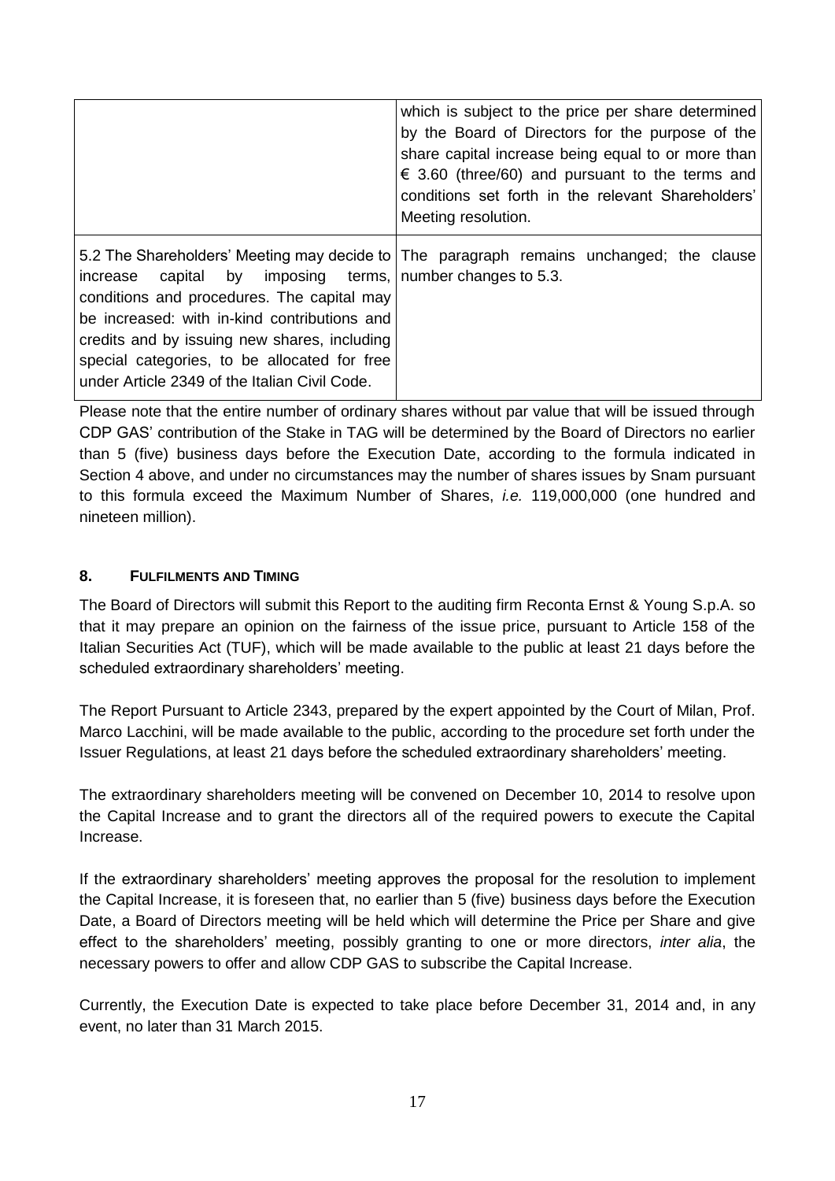| | |
|---|---|
| | which is subject to the price per share determined by the Board of Directors for the purpose of the share capital increase being equal to or more than € 3.60 (three/60) and pursuant to the terms and conditions set forth in the relevant Shareholders' Meeting resolution. |
| 5.2 The Shareholders' Meeting may decide to increase capital by imposing terms, conditions and procedures. The capital may be increased: with in-kind contributions and credits and by issuing new shares, including special categories, to be allocated for free under Article 2349 of the Italian Civil Code. | The paragraph remains unchanged; the clause number changes to 5.3. |

Please note that the entire number of ordinary shares without par value that will be issued through CDP GAS' contribution of the Stake in TAG will be determined by the Board of Directors no earlier than 5 (five) business days before the Execution Date, according to the formula indicated in Section 4 above, and under no circumstances may the number of shares issues by Snam pursuant to this formula exceed the Maximum Number of Shares, *i.e.* 119,000,000 (one hundred and nineteen million).

## 8. FULFILMENTS AND TIMING

The Board of Directors will submit this Report to the auditing firm Reconta Ernst & Young S.p.A. so that it may prepare an opinion on the fairness of the issue price, pursuant to Article 158 of the Italian Securities Act (TUF), which will be made available to the public at least 21 days before the scheduled extraordinary shareholders' meeting.

The Report Pursuant to Article 2343, prepared by the expert appointed by the Court of Milan, Prof. Marco Lacchini, will be made available to the public, according to the procedure set forth under the Issuer Regulations, at least 21 days before the scheduled extraordinary shareholders' meeting.

The extraordinary shareholders meeting will be convened on December 10, 2014 to resolve upon the Capital Increase and to grant the directors all of the required powers to execute the Capital Increase.

If the extraordinary shareholders' meeting approves the proposal for the resolution to implement the Capital Increase, it is foreseen that, no earlier than 5 (five) business days before the Execution Date, a Board of Directors meeting will be held which will determine the Price per Share and give effect to the shareholders' meeting, possibly granting to one or more directors, *inter alia*, the necessary powers to offer and allow CDP GAS to subscribe the Capital Increase.

Currently, the Execution Date is expected to take place before December 31, 2014 and, in any event, no later than 31 March 2015.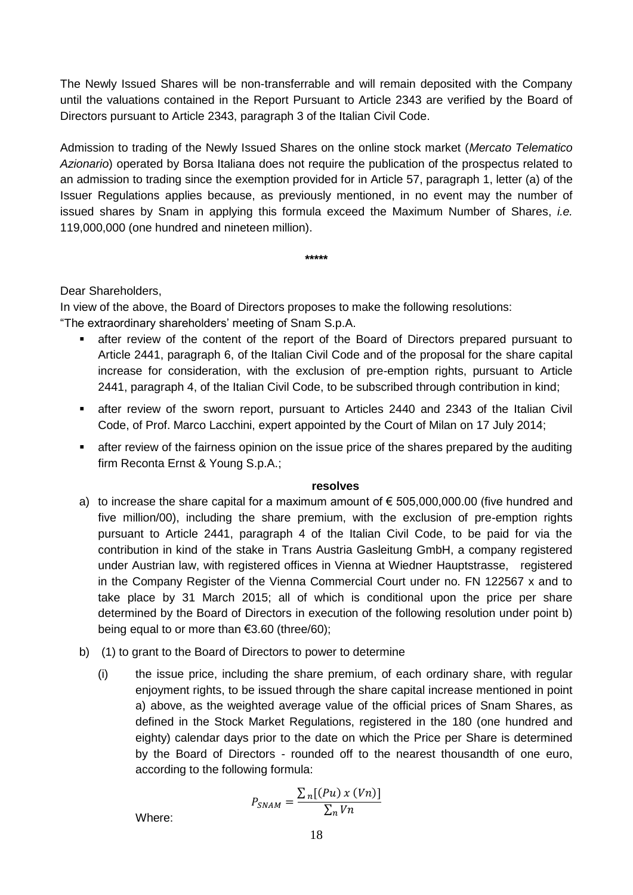The Newly Issued Shares will be non-transferrable and will remain deposited with the Company until the valuations contained in the Report Pursuant to Article 2343 are verified by the Board of Directors pursuant to Article 2343, paragraph 3 of the Italian Civil Code.

Admission to trading of the Newly Issued Shares on the online stock market (*Mercato Telematico Azionario*) operated by Borsa Italiana does not require the publication of the prospectus related to an admission to trading since the exemption provided for in Article 57, paragraph 1, letter (a) of the Issuer Regulations applies because, as previously mentioned, in no event may the number of issued shares by Snam in applying this formula exceed the Maximum Number of Shares, *i.e.* 119,000,000 (one hundred and nineteen million).

**\*\*\*\*\***

Dear Shareholders,

In view of the above, the Board of Directors proposes to make the following resolutions:

"The extraordinary shareholders' meeting of Snam S.p.A.

- after review of the content of the report of the Board of Directors prepared pursuant to Article 2441, paragraph 6, of the Italian Civil Code and of the proposal for the share capital increase for consideration, with the exclusion of pre-emption rights, pursuant to Article 2441, paragraph 4, of the Italian Civil Code, to be subscribed through contribution in kind;
- after review of the sworn report, pursuant to Articles 2440 and 2343 of the Italian Civil Code, of Prof. Marco Lacchini, expert appointed by the Court of Milan on 17 July 2014;
- after review of the fairness opinion on the issue price of the shares prepared by the auditing firm Reconta Ernst & Young S.p.A.;

**resolves**

a) to increase the share capital for a maximum amount of € 505,000,000.00 (five hundred and five million/00), including the share premium, with the exclusion of pre-emption rights pursuant to Article 2441, paragraph 4 of the Italian Civil Code, to be paid for via the contribution in kind of the stake in Trans Austria Gasleitung GmbH, a company registered under Austrian law, with registered offices in Vienna at Wiedner Hauptstrasse, registered in the Company Register of the Vienna Commercial Court under no. FN 122567 x and to take place by 31 March 2015; all of which is conditional upon the price per share determined by the Board of Directors in execution of the following resolution under point b) being equal to or more than €3.60 (three/60);

b) (1) to grant to the Board of Directors to power to determine

   (i) the issue price, including the share premium, of each ordinary share, with regular enjoyment rights, to be issued through the share capital increase mentioned in point a) above, as the weighted average value of the official prices of Snam Shares, as defined in the Stock Market Regulations, registered in the 180 (one hundred and eighty) calendar days prior to the date on which the Price per Share is determined by the Board of Directors - rounded off to the nearest thousandth of one euro, according to the following formula:

$$P_{SNAM} = \frac{\sum_n [(Pu)\ x\ (Vn)]}{\sum_n Vn}$$

Where: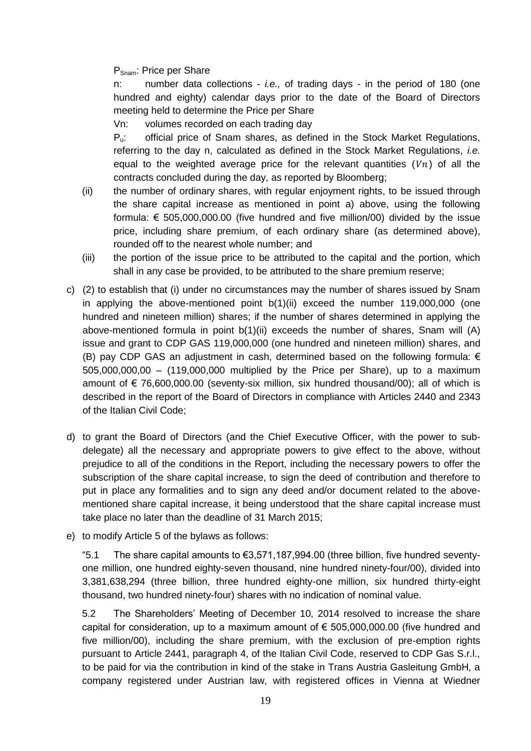$P_{Snam}$: Price per Share

n: number data collections - *i.e.,* of trading days - in the period of 180 (one hundred and eighty) calendar days prior to the date of the Board of Directors meeting held to determine the Price per Share

Vn: volumes recorded on each trading day

$P_u$: official price of Snam shares, as defined in the Stock Market Regulations, referring to the day n, calculated as defined in the Stock Market Regulations, *i.e.* equal to the weighted average price for the relevant quantities ($Vn$) of all the contracts concluded during the day, as reported by Bloomberg;

(ii) the number of ordinary shares, with regular enjoyment rights, to be issued through the share capital increase as mentioned in point a) above, using the following formula: € 505,000,000.00 (five hundred and five million/00) divided by the issue price, including share premium, of each ordinary share (as determined above), rounded off to the nearest whole number; and

(iii) the portion of the issue price to be attributed to the capital and the portion, which shall in any case be provided, to be attributed to the share premium reserve;

c) (2) to establish that (i) under no circumstances may the number of shares issued by Snam in applying the above-mentioned point b(1)(ii) exceed the number 119,000,000 (one hundred and nineteen million) shares; if the number of shares determined in applying the above-mentioned formula in point b(1)(ii) exceeds the number of shares, Snam will (A) issue and grant to CDP GAS 119,000,000 (one hundred and nineteen million) shares, and (B) pay CDP GAS an adjustment in cash, determined based on the following formula: € 505,000,000,00 – (119,000,000 multiplied by the Price per Share), up to a maximum amount of € 76,600,000.00 (seventy-six million, six hundred thousand/00); all of which is described in the report of the Board of Directors in compliance with Articles 2440 and 2343 of the Italian Civil Code;

d) to grant the Board of Directors (and the Chief Executive Officer, with the power to sub-delegate) all the necessary and appropriate powers to give effect to the above, without prejudice to all of the conditions in the Report, including the necessary powers to offer the subscription of the share capital increase, to sign the deed of contribution and therefore to put in place any formalities and to sign any deed and/or document related to the above-mentioned share capital increase, it being understood that the share capital increase must take place no later than the deadline of 31 March 2015;

e) to modify Article 5 of the bylaws as follows:

"5.1 The share capital amounts to €3,571,187,994.00 (three billion, five hundred seventy-one million, one hundred eighty-seven thousand, nine hundred ninety-four/00), divided into 3,381,638,294 (three billion, three hundred eighty-one million, six hundred thirty-eight thousand, two hundred ninety-four) shares with no indication of nominal value.

5.2 The Shareholders' Meeting of December 10, 2014 resolved to increase the share capital for consideration, up to a maximum amount of € 505,000,000.00 (five hundred and five million/00), including the share premium, with the exclusion of pre-emption rights pursuant to Article 2441, paragraph 4, of the Italian Civil Code, reserved to CDP Gas S.r.l., to be paid for via the contribution in kind of the stake in Trans Austria Gasleitung GmbH, a company registered under Austrian law, with registered offices in Vienna at Wiedner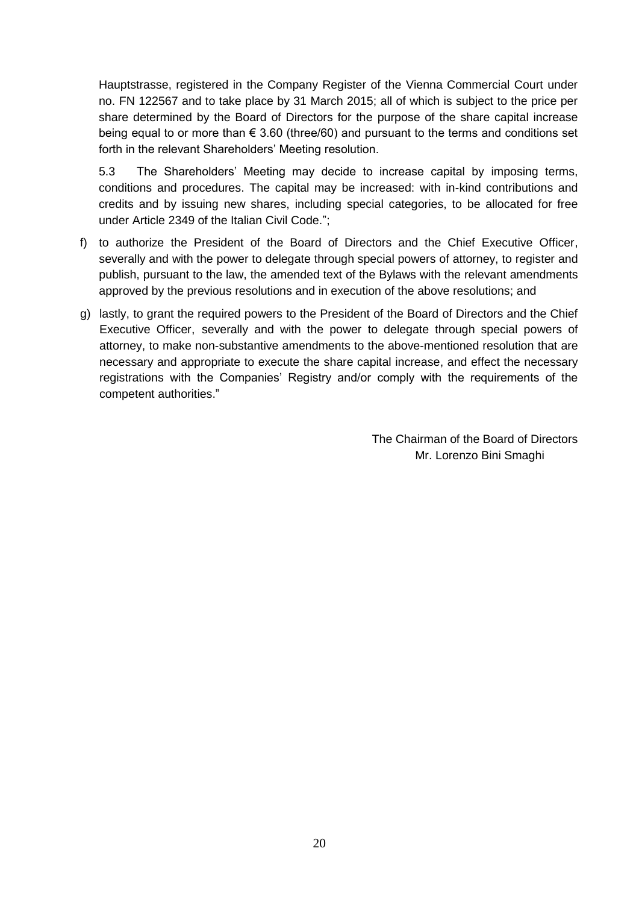Hauptstrasse, registered in the Company Register of the Vienna Commercial Court under no. FN 122567 and to take place by 31 March 2015; all of which is subject to the price per share determined by the Board of Directors for the purpose of the share capital increase being equal to or more than € 3.60 (three/60) and pursuant to the terms and conditions set forth in the relevant Shareholders' Meeting resolution.

5.3 The Shareholders' Meeting may decide to increase capital by imposing terms, conditions and procedures. The capital may be increased: with in-kind contributions and credits and by issuing new shares, including special categories, to be allocated for free under Article 2349 of the Italian Civil Code.";

f) to authorize the President of the Board of Directors and the Chief Executive Officer, severally and with the power to delegate through special powers of attorney, to register and publish, pursuant to the law, the amended text of the Bylaws with the relevant amendments approved by the previous resolutions and in execution of the above resolutions; and

g) lastly, to grant the required powers to the President of the Board of Directors and the Chief Executive Officer, severally and with the power to delegate through special powers of attorney, to make non-substantive amendments to the above-mentioned resolution that are necessary and appropriate to execute the share capital increase, and effect the necessary registrations with the Companies' Registry and/or comply with the requirements of the competent authorities."

The Chairman of the Board of Directors
Mr. Lorenzo Bini Smaghi